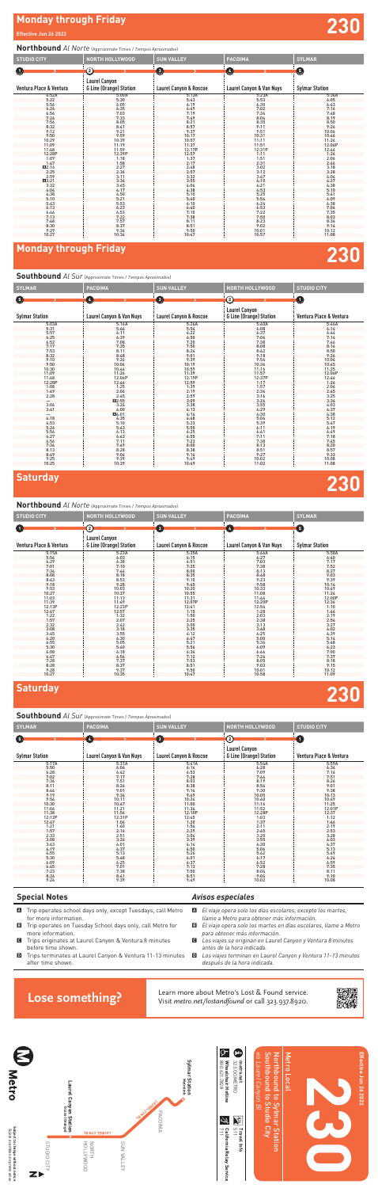# Monday through Friday

**Effective Jun 26 2022**

# 230

## Northbound *Al Norte* (Approximate Times / *Tiempos Aproximados*)

| STUDIO CITY | NORTH HOLLYWOOD | SUN VALLEY | PACOIMA | SYLMAR |
|---|---|---|---|---|
| 1 | 2 | 3 | 4 | 5 |
| Ventura Place & Ventura | Laurel Canyon & G Line (Orange) Station | Laurel Canyon & Roscoe | Laurel Canyon & Van Nuys | Sylmar Station |
| 4:53A | 5:00A | 5:13A | 5:23A | 5:36A |
| 5:22 | 5:30 | 5:43 | 5:53 | 6:05 |
| 5:56 | 6:05 | 6:19 | 6:30 | 6:43 |
| 6:26 | 6:35 | 6:49 | 7:02 | 7:16 |
| 6:54 | 7:03 | 7:19 | 7:34 | 7:48 |
| 7:24 | 7:33 | 7:49 | 8:04 | 8:19 |
| 7:56 | 8:05 | 8:21 | 8:35 | 8:50 |
| 8:32 | 8:41 | 8:57 | 9:11 | 9:26 |
| 9:12 | 9:21 | 9:37 | 9:51 | 10:06 |
| 9:50 | 9:59 | 10:17 | 10:31 | 10:46 |
| 10:29 | 10:39 | 10:57 | 11:11 | 11:26 |
| 11:09 | 11:19 | 11:37 | 11:51 | 12:06P |
| 11:48 | 11:59 | 12:17P | 12:31P | 12:46 |
| 12:28P | 12:39P | 12:57 | 1:11 | 1:26 |
| 1:07 | 1:18 | 1:37 | 1:51 | 2:06 |
| 1:47 | 1:58 | 2:17 | 2:31 | 2:46 |
| Ⓑ2:16 | 2:27 | 2:48 | 3:02 | 3:18 |
| 2:25 | 2:36 | 2:57 | 3:12 | 3:28 |
| 2:59 | 3:11 | 3:32 | 3:47 | 4:04 |
| Ⓐ3:21 | 3:34 | 3:55 | 4:10 | 4:27 |
| 3:32 | 3:45 | 4:06 | 4:21 | 4:38 |
| 4:04 | 4:17 | 4:38 | 4:53 | 5:10 |
| 4:38 | 4:50 | 5:10 | 5:25 | 5:41 |
| 5:10 | 5:21 | 5:40 | 5:54 | 6:09 |
| 5:43 | 5:53 | 6:10 | 6:24 | 6:38 |
| 6:13 | 6:23 | 6:40 | 6:53 | 7:06 |
| 6:44 | 6:53 | 7:10 | 7:22 | 7:35 |
| 7:13 | 7:22 | 7:38 | 7:50 | 8:03 |
| 7:48 | 7:57 | 8:11 | 8:23 | 8:34 |
| 8:30 | 8:37 | 8:51 | 9:02 | 9:14 |
| 9:29 | 9:36 | 9:50 | 10:01 | 10:12 |
| 10:27 | 10:34 | 10:47 | 10:57 | 11:08 |

# Monday through Friday

# 230

## Southbound *Al Sur* (Approximate Times / *Tiempos Aproximados*)

| SYLMAR | PACOIMA | SUN VALLEY | NORTH HOLLYWOOD | STUDIO CITY |
|---|---|---|---|---|
| 5 | 4 | 3 | 2 | 1 |
| Sylmar Station | Laurel Canyon & Van Nuys | Laurel Canyon & Roscoe | Laurel Canyon & G Line (Orange) Station | Ventura Place & Ventura |
| 5:03A | 5:16A | 5:26A | 5:40A | 5:46A |
| 5:31 | 5:44 | 5:54 | 6:08 | 6:14 |
| 5:57 | 6:11 | 6:23 | 6:37 | 6:44 |
| 6:25 | 6:39 | 6:50 | 7:06 | 7:14 |
| 6:52 | 7:08 | 7:20 | 7:38 | 7:46 |
| 7:17 | 7:35 | 7:50 | 8:08 | 8:16 |
| 7:53 | 8:11 | 8:24 | 8:42 | 8:50 |
| 8:32 | 8:48 | 9:01 | 9:18 | 9:26 |
| 9:10 | 9:26 | 9:39 | 9:56 | 10:04 |
| 9:50 | 10:06 | 10:19 | 10:36 | 10:45 |
| 10:30 | 10:46 | 10:59 | 11:16 | 11:25 |
| 11:09 | 11:26 | 11:39 | 11:57 | 12:06P |
| 11:48 | 12:06P | 12:19P | 12:37P | 12:46 |
| 12:28P | 12:46 | 12:59 | 1:17 | 1:26 |
| 1:08 | 1:25 | 1:39 | 1:57 | 2:06 |
| 1:49 | 2:06 | 2:19 | 2:36 | 2:45 |
| 2:28 | 2:45 | 2:59 | 3:16 | 3:25 |
| — | Ⓑ2:55 | 3:09 | 3:26 | 3:36 |
| 3:06 | 3:24 | 3:38 | 3:55 | 4:03 |
| 3:41 | 4:00 | 4:12 | 4:29 | 4:37 |
| — | Ⓐ4:01 | 4:14 | 4:30 | 4:38 |
| 4:18 | 4:35 | 4:48 | 5:04 | 5:12 |
| 4:53 | 5:10 | 5:23 | 5:39 | 5:47 |
| 5:26 | 5:43 | 5:55 | 6:11 | 6:19 |
| 5:56 | 6:13 | 6:25 | 6:41 | 6:49 |
| 6:27 | 6:43 | 6:55 | 7:11 | 7:18 |
| 6:56 | 7:11 | 7:23 | 7:38 | 7:45 |
| 7:34 | 7:49 | 8:00 | 8:13 | 8:20 |
| 8:13 | 8:28 | 8:38 | 8:51 | 8:57 |
| 8:49 | 9:04 | 9:14 | 9:27 | 9:33 |
| 9:25 | 9:39 | 9:49 | 10:02 | 10:08 |
| 10:25 | 10:39 | 10:49 | 11:02 | 11:08 |

# Saturday

# 230

## Northbound *Al Norte* (Approximate Times / *Tiempos Aproximados*)

| STUDIO CITY | NORTH HOLLYWOOD | SUN VALLEY | PACOIMA | SYLMAR |
|---|---|---|---|---|
| 1 | 2 | 3 | 4 | 5 |
| Ventura Place & Ventura | Laurel Canyon & G Line (Orange) Station | Laurel Canyon & Roscoe | Laurel Canyon & Van Nuys | Sylmar Station |
| 5:15A | 5:23A | 5:35A | 5:44A | 5:58A |
| 5:54 | 6:03 | 6:15 | 6:27 | 6:40 |
| 6:29 | 6:38 | 6:51 | 7:03 | 7:17 |
| 7:01 | 7:10 | 7:25 | 7:38 | 7:52 |
| 7:36 | 7:46 | 8:00 | 8:13 | 8:27 |
| 8:08 | 8:18 | 8:35 | 8:48 | 9:03 |
| 8:43 | 8:53 | 9:10 | 9:23 | 9:39 |
| 9:18 | 9:28 | 9:45 | 9:58 | 10:14 |
| 9:53 | 10:03 | 10:20 | 10:33 | 10:49 |
| 10:27 | 10:37 | 10:55 | 11:08 | 11:24 |
| 11:03 | 11:13 | 11:31 | 11:44 | 12:00P |
| 11:39 | 11:49 | 12:07P | 12:20P | 12:36 |
| 12:13P | 12:23P | 12:41 | 12:54 | 1:10 |
| 12:47 | 12:57 | 1:15 | 1:28 | 1:44 |
| 1:22 | 1:32 | 1:50 | 2:03 | 2:19 |
| 1:57 | 2:07 | 2:25 | 2:38 | 2:54 |
| 2:32 | 2:42 | 3:00 | 3:13 | 3:27 |
| 3:08 | 3:18 | 3:35 | 3:48 | 4:02 |
| 3:45 | 3:55 | 4:12 | 4:25 | 4:39 |
| 4:20 | 4:30 | 4:47 | 5:00 | 5:14 |
| 4:55 | 5:05 | 5:21 | 5:34 | 5:48 |
| 5:30 | 5:40 | 5:56 | 6:09 | 6:23 |
| 6:08 | 6:18 | 6:34 | 6:46 | 7:00 |
| 6:47 | 6:56 | 7:12 | 7:24 | 7:37 |
| 7:28 | 7:37 | 7:53 | 8:05 | 8:18 |
| 8:28 | 8:37 | 8:51 | 9:03 | 9:15 |
| 9:28 | 9:37 | 9:50 | 10:01 | 10:12 |
| 10:27 | 10:35 | 10:47 | 10:58 | 11:09 |

# Saturday

# 230

## Southbound *Al Sur* (Approximate Times / *Tiempos Aproximados*)

| SYLMAR | PACOIMA | SUN VALLEY | NORTH HOLLYWOOD | STUDIO CITY |
|---|---|---|---|---|
| 5 | 4 | 3 | 2 | 1 |
| Sylmar Station | Laurel Canyon & Van Nuys | Laurel Canyon & Roscoe | Laurel Canyon & G Line (Orange) Station | Ventura Place & Ventura |
| 5:17A | 5:31A | 5:41A | 5:54A | 6:01A |
| 5:50 | 6:04 | 6:14 | 6:28 | 6:34 |
| 6:28 | 6:42 | 6:53 | 7:09 | 7:16 |
| 7:02 | 7:17 | 7:28 | 7:44 | 7:51 |
| 7:36 | 7:51 | 8:03 | 8:19 | 8:26 |
| 8:11 | 8:26 | 8:38 | 8:54 | 9:01 |
| 8:44 | 9:01 | 9:14 | 9:30 | 9:38 |
| 9:19 | 9:36 | 9:49 | 10:05 | 10:13 |
| 9:56 | 10:11 | 10:24 | 10:40 | 10:49 |
| 10:30 | 10:47 | 11:00 | 11:16 | 11:25 |
| 11:06 | 11:21 | 11:34 | 11:52 | 12:01P |
| 11:38 | 11:56 | 12:10P | 12:28P | 12:37 |
| 12:13P | 12:31P | 12:45 | 1:03 | 1:12 |
| 12:47 | 1:06 | 1:20 | 1:37 | 1:46 |
| 1:21 | 1:40 | 1:54 | 2:11 | 2:19 |
| 1:57 | 2:16 | 2:29 | 2:45 | 2:53 |
| 2:33 | 2:51 | 3:04 | 3:20 | 3:28 |
| 3:08 | 3:26 | 3:39 | 3:55 | 4:03 |
| 3:43 | 4:01 | 4:14 | 4:30 | 4:37 |
| 4:19 | 4:37 | 4:50 | 5:06 | 5:13 |
| 4:55 | 5:13 | 5:26 | 5:42 | 5:49 |
| 5:30 | 5:48 | 6:01 | 6:17 | 6:24 |
| 6:09 | 6:25 | 6:37 | 6:52 | 6:59 |
| 6:45 | 7:01 | 7:13 | 7:28 | 7:35 |
| 7:23 | 7:38 | 7:50 | 8:04 | 8:11 |
| 8:26 | 8:41 | 8:51 | 9:04 | 9:10 |
| 9:26 | 9:39 | 9:49 | 10:02 | 10:08 |

## Special Notes

- **A** Trip operates school days only, except Tuesdays, call Metro for more information.
- **B** Trip operates on Tuesday School days only, call Metro for more information.
- **C** Trips originates at Laurel Canyon & Ventura 8 minutes before time shown.
- **D** Trip terminates at Laurel Canyon & Ventura 11-13 minutes after time shown.

## *Avisos especiales*

- **A** *El viaje opera solo los días escolares, excepto los martes, llame a Metro para obtener más información.*
- **B** *El viaje opera solo los martes en días escolares, llame a Metro para obtener más información.*
- **C** *Los viajes se originan en Laurel Canyon y Ventura 8 minutos antes de la hora indicada.*
- **D** *Los viajes terminan en Laurel Canyon y Ventura 11-13 minutos después de la hora indicada.*

## Lose something?

Learn more about Metro's Lost & Found service. Visit *metro.net/lostandfound* or call 323.937.8920.

**Effective Jun 26 2022**

# 230

Metro Local

Northbound to Sylmar Station
Southbound to Studio City

*via Laurel Canyon Bl*

metro.net
323.GO.METRO

Wheelchair Hotline
800.621.7828

Travel Info
511

California Relay Service
711

Metro

Subject to change without notice
*Sujeto a cambios sin previo aviso*

Sylmar Station
PACOIMA
SUN VALLEY
NORTH HOLLYWOOD
Laurel Canyon Station G Line (Orange)
STUDIO CITY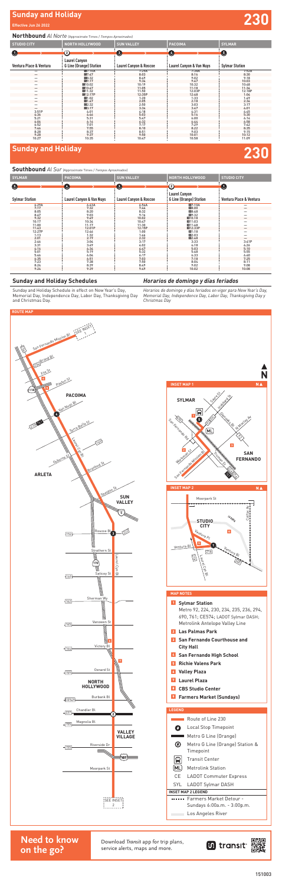# Sunday and Holiday

Effective Jun 26 2022

# 230

## Northbound *Al Norte* (Approximate Times / *Tiempos Aproximados*)

| STUDIO CITY | NORTH HOLLYWOOD | SUN VALLEY | PACOIMA | SYLMAR |
|---|---|---|---|---|
| 1 | 2 | 3 | 4 | 5 |
| Ventura Place & Ventura | Laurel Canyon G Line (Orange) Station | Laurel Canyon & Roscoe | Laurel Canyon & Van Nuys | Sylmar Station |
| — | 7:10A | 7:25A | 7:36A | 7:52A |
| — | 7:47 | 8:03 | 8:16 | 8:30 |
| — | 8:32 | 8:49 | 9:02 | 9:18 |
| — | 9:17 | 9:34 | 9:47 | 10:03 |
| — | 10:02 | 10:19 | 10:32 | 10:48 |
| — | 10:47 | 11:05 | 11:18 | 11:34 |
| — | 11:32 | 11:50 | 12:03P | 12:18P |
| — | 12:17P | 12:35P | 12:48 | 1:04 |
| — | 1:02 | 1:20 | 1:33 | 1:49 |
| — | 1:47 | 2:05 | 2:18 | 2:34 |
| — | 2:32 | 2:50 | 3:03 | 3:17 |
| — | 3:17 | 3:34 | 3:47 | 4:01 |
| 3:51P | 4:01 | 4:18 | 4:31 | 4:45 |
| 4:36 | 4:46 | 5:03 | 5:16 | 5:30 |
| 5:21 | 5:31 | 5:47 | 6:00 | 6:14 |
| 6:06 | 6:16 | 6:32 | 6:44 | 6:58 |
| 6:52 | 7:01 | 7:17 | 7:29 | 7:42 |
| 7:46 | 7:55 | 8:10 | 8:22 | 8:35 |
| 8:28 | 8:37 | 8:51 | 9:03 | 9:15 |
| 9:28 | 9:37 | 9:50 | 10:01 | 10:12 |
| 10:27 | 10:35 | 10:47 | 10:58 | 11:09 |

# Sunday and Holiday

# 230

## Southbound *Al Sur* (Approximate Times / *Tiempos Aproximados*)

| SYLMAR | PACOIMA | SUN VALLEY | NORTH HOLLYWOOD | STUDIO CITY |
|---|---|---|---|---|
| 5 | 4 | 3 | 2 | 1 |
| Sylmar Station | Laurel Canyon & Van Nuys | Laurel Canyon & Roscoe | Laurel Canyon G Line (Orange) Station | Ventura Place & Ventura |
| 6:29A | 6:43A | 6:56A | 7:10A | — |
| 7:17 | 7:32 | 7:46 | 8:00 | — |
| 8:05 | 8:20 | 8:32 | 8:48 | — |
| 8:47 | 9:03 | 9:16 | 9:32 | — |
| 9:32 | 9:49 | 10:02 | 10:18 | — |
| 10:17 | 10:34 | 10:47 | 11:03 | — |
| 11:00 | 11:17 | 11:30 | 11:48 | — |
| 11:43 | 12:01P | 12:15P | 12:33P | — |
| 12:27P | 12:46 | 1:00 | 1:18 | — |
| 1:13 | 1:32 | 1:46 | 2:03 | — |
| 2:01 | 2:19 | 2:32 | 2:48 | — |
| 2:46 | 3:04 | 3:17 | 3:33 | 3:41P |
| 3:31 | 3:49 | 4:02 | 4:18 | 4:26 |
| 4:16 | 4:34 | 4:47 | 5:03 | 5:10 |
| 5:01 | 5:19 | 5:32 | 5:48 | 5:55 |
| 5:46 | 6:04 | 6:17 | 6:33 | 6:40 |
| 6:35 | 6:51 | 7:03 | 7:18 | 7:25 |
| 7:23 | 7:38 | 7:50 | 8:04 | 8:11 |
| 8:24 | 8:39 | 8:49 | 9:02 | 9:08 |
| 9:26 | 9:39 | 9:49 | 10:02 | 10:08 |

## Sunday and Holiday Schedules

Sunday and Holiday Schedule in effect on New Year's Day, Memorial Day, Independence Day, Labor Day, Thanksgiving Day and Christmas Day.

## *Horarios de domingo y días feriados*

*Horarios de domingo y días feriados en vigor para New Year's Day, Memorial Day, Independence Day, Labor Day, Thanksgiving Day y Christmas Day*

## ROUTE MAP

San Fernando Mission Bl
SEE INSET 1
Bradley Av
Foothill Bl
Glenoaks Bl
Paxton St
PACOIMA
Van Nuys Bl
ARLETA
Terra Bella St
Osborne St
Branford St
Laurel Cyn Bl
Arleta Av
Stonehurst Av
Sheldon St
SUN VALLEY
Roscoe Bl
Strathern St
Saticoy St
Sherman Wy
Vanowen St
Victory Bl
Oxnard St
NORTH HOLLYWOOD
Burbank Bl
Chandler Bl
Magnolia Bl
VALLEY VILLAGE
Riverside Dr
Moorpark St
SEE INSET 2

N

INSET MAP 1

SYLMAR
San Fernando Rd
Hubbard St
Truman St
Maclay Av
Workman St
San Fernando Mission Bl
SAN FERNANDO
ML

INSET MAP 2

Moorpark St
STUDIO CITY
Ventura Pl
Ventura Bl
Laurel Cyn Bl
Colfax Av

## MAP NOTES

1. **Sylmar Station**
   Metro 92, 224, 230, 234, 235, 236, 294, 690, 761; CE574; LADOT Sylmar DASH; Metrolink Antelope Valley Line
2. **Las Palmas Park**
3. **San Fernando Courthouse and City Hall**
4. **San Fernando High School**
5. **Richie Valens Park**
6. **Valley Plaza**
7. **Laurel Plaza**
8. **CBS Studio Center**
9. **Farmers Market (Sundays)**

## LEGEND

- Route of Line 230
- Local Stop Timepoint
- Metro G Line (Orange)
- Metro G Line (Orange) Station & Timepoint
- Transit Center
- ML Metrolink Station
- CE LADOT Commuter Express
- SYL LADOT Sylmar DASH

**INSET MAP 2 LEGEND**

- Farmers Market Detour - Sundays 6:00a.m. - 3:00p.m.
- Los Angeles River

**Need to know on the go?**

Download *Transit* app for trip plans, service alerts, maps and more.

transit

151003